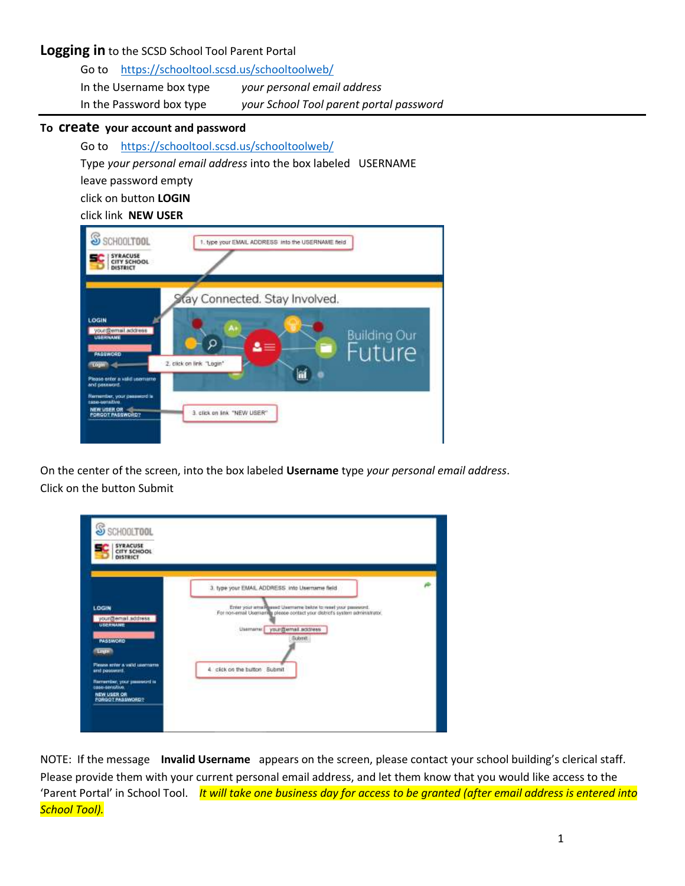**Logging in** to the SCSD School Tool Parent Portal

Go to https://schooltool.scsd.us/schooltoolweb/

In the Username box type *your personal email address*

In the Password box type *your School Tool parent portal password*

---

**To create your account and password**

Go to https://schooltool.scsd.us/schooltoolweb/

Type *your personal email address* into the box labeled USERNAME

leave password empty

click on button **LOGIN**

click link **NEW USER**

On the center of the screen, into the box labeled **Username** type *your personal email address*.

Click on the button Submit

NOTE: If the message **Invalid Username** appears on the screen, please contact your school building's clerical staff. Please provide them with your current personal email address, and let them know that you would like access to the 'Parent Portal' in School Tool. *It will take one business day for access to be granted (after email address is entered into School Tool).*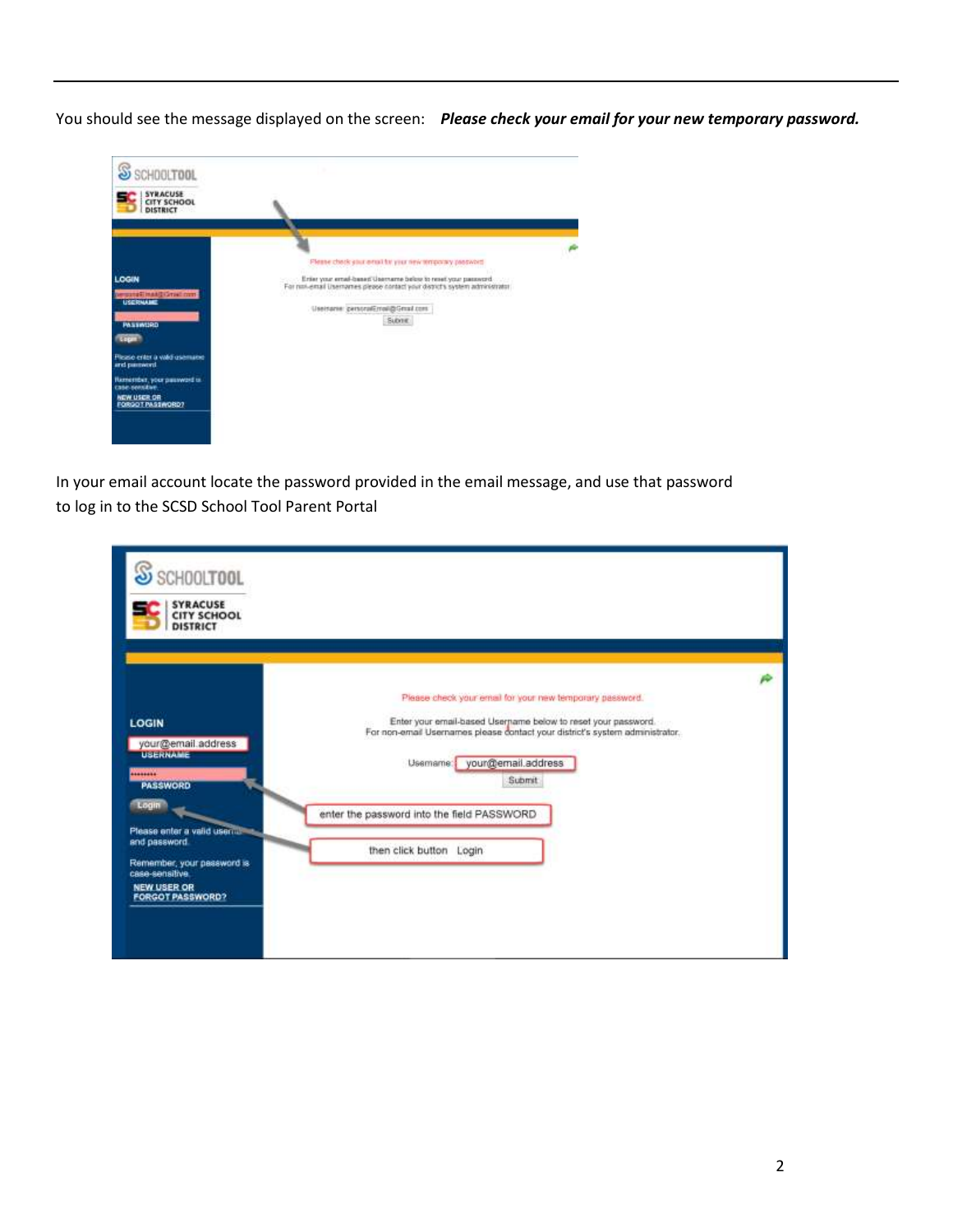You should see the message displayed on the screen: ***Please check your email for your new temporary password.***

In your email account locate the password provided in the email message, and use that password to log in to the SCSD School Tool Parent Portal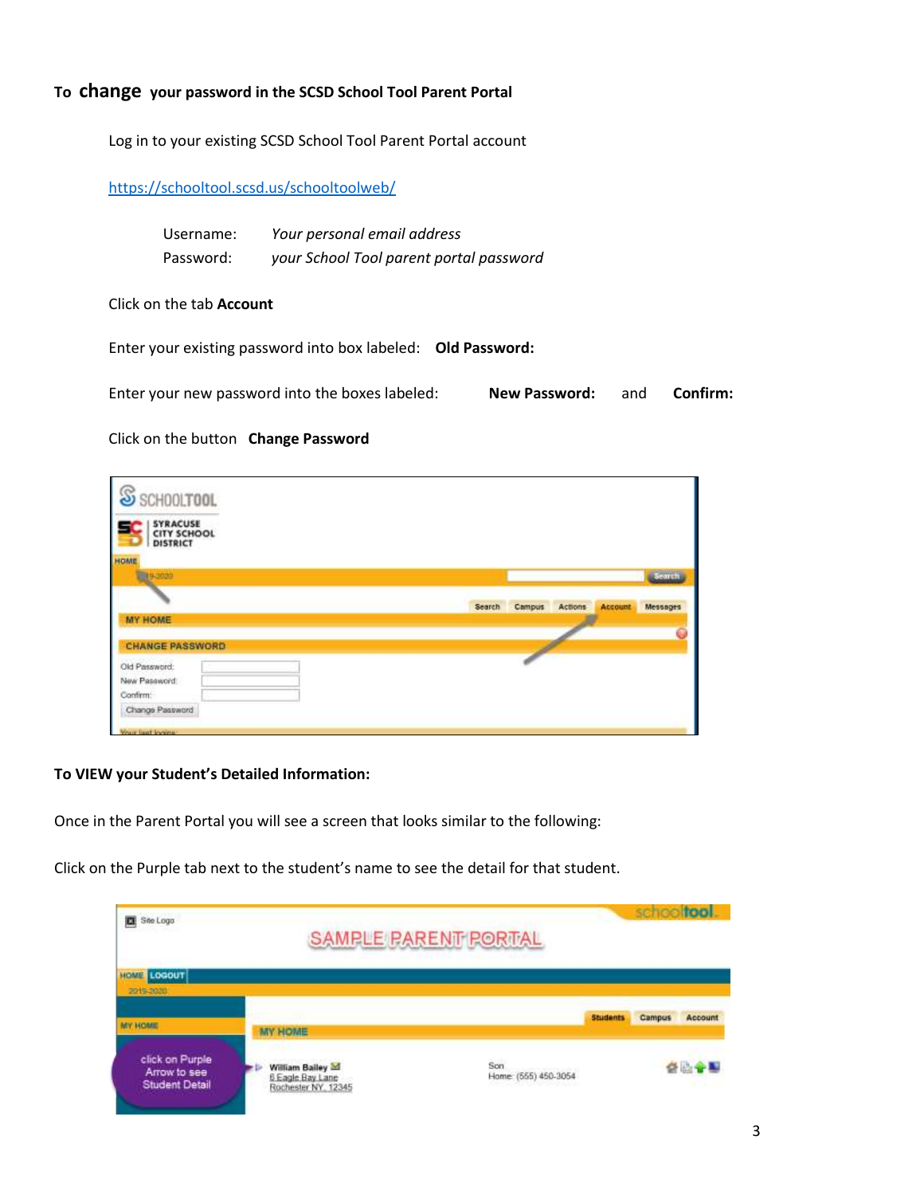**To change your password in the SCSD School Tool Parent Portal**

Log in to your existing SCSD School Tool Parent Portal account

https://schooltool.scsd.us/schooltoolweb/

Username: *Your personal email address*
Password: *your School Tool parent portal password*

Click on the tab **Account**

Enter your existing password into box labeled: **Old Password:**

Enter your new password into the boxes labeled: **New Password:** and **Confirm:**

Click on the button **Change Password**

**To VIEW your Student's Detailed Information:**

Once in the Parent Portal you will see a screen that looks similar to the following:

Click on the Purple tab next to the student's name to see the detail for that student.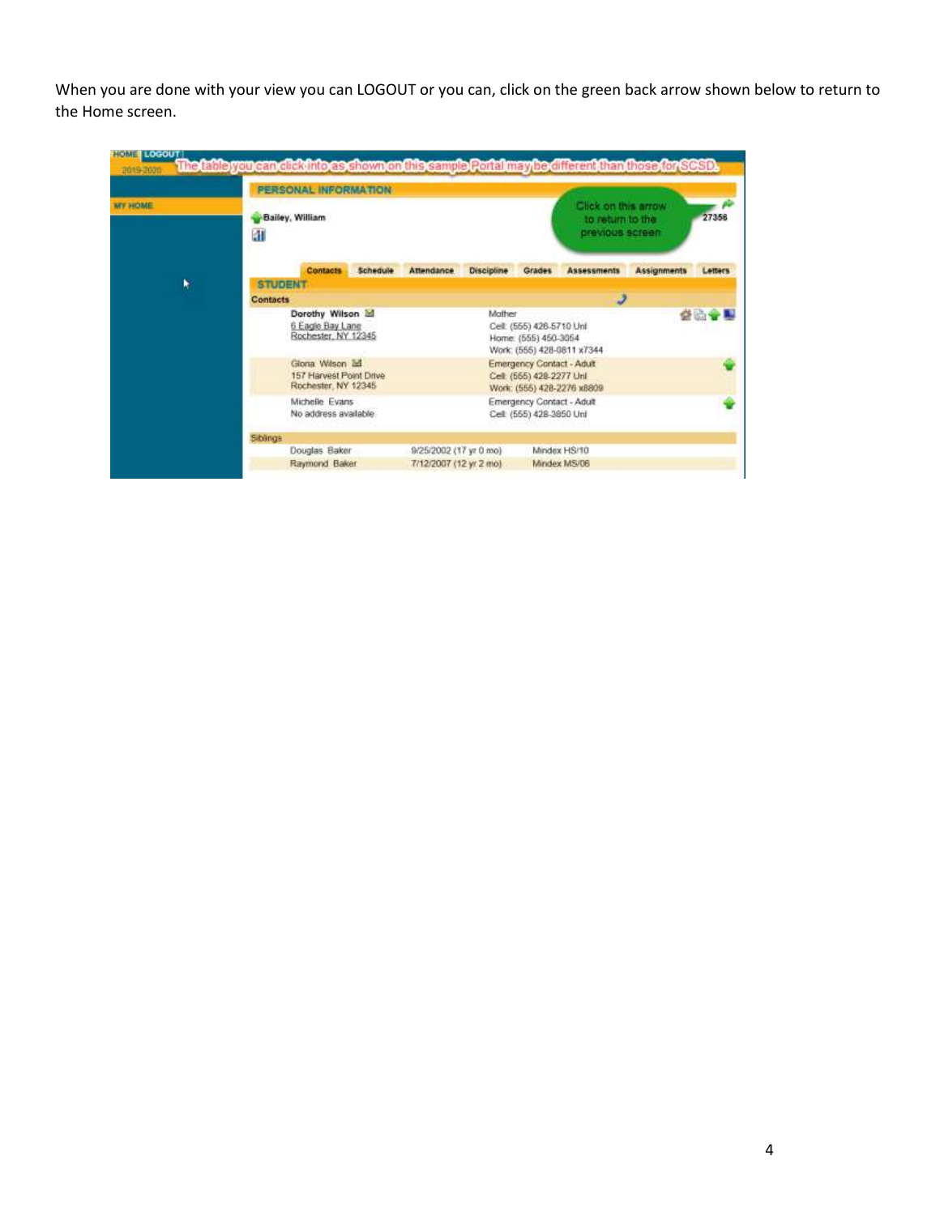When you are done with your view you can LOGOUT or you can, click on the green back arrow shown below to return to the Home screen.

HOME LOGOUT

2019-2020

The table you can click into as shown on this sample Portal may be different than those for SCSD.

MY HOME

PERSONAL INFORMATION

Bailey, William

Click on this arrow to return to the previous screen

27356

Contacts Schedule Attendance Discipline Grades Assessments Assignments Letters

STUDENT

Contacts

| | |
|---|---|
| Dorothy Wilson<br>6 Eagle Bay Lane<br>Rochester, NY 12345 | Mother<br>Cell: (555) 426-5710 Unl<br>Home: (555) 450-3054<br>Work: (555) 428-0811 x7344 |
| Gloria Wilson<br>157 Harvest Point Drive<br>Rochester, NY 12345 | Emergency Contact - Adult<br>Cell: (555) 428-2277 Unl<br>Work: (555) 428-2276 x8809 |
| Michelle Evans<br>No address available | Emergency Contact - Adult<br>Cell: (555) 428-3850 Unl |

Siblings

| | | |
|---|---|---|
| Douglas Baker | 9/25/2002 (17 yr 0 mo) | Mindex HS/10 |
| Raymond Baker | 7/12/2007 (12 yr 2 mo) | Mindex MS/06 |